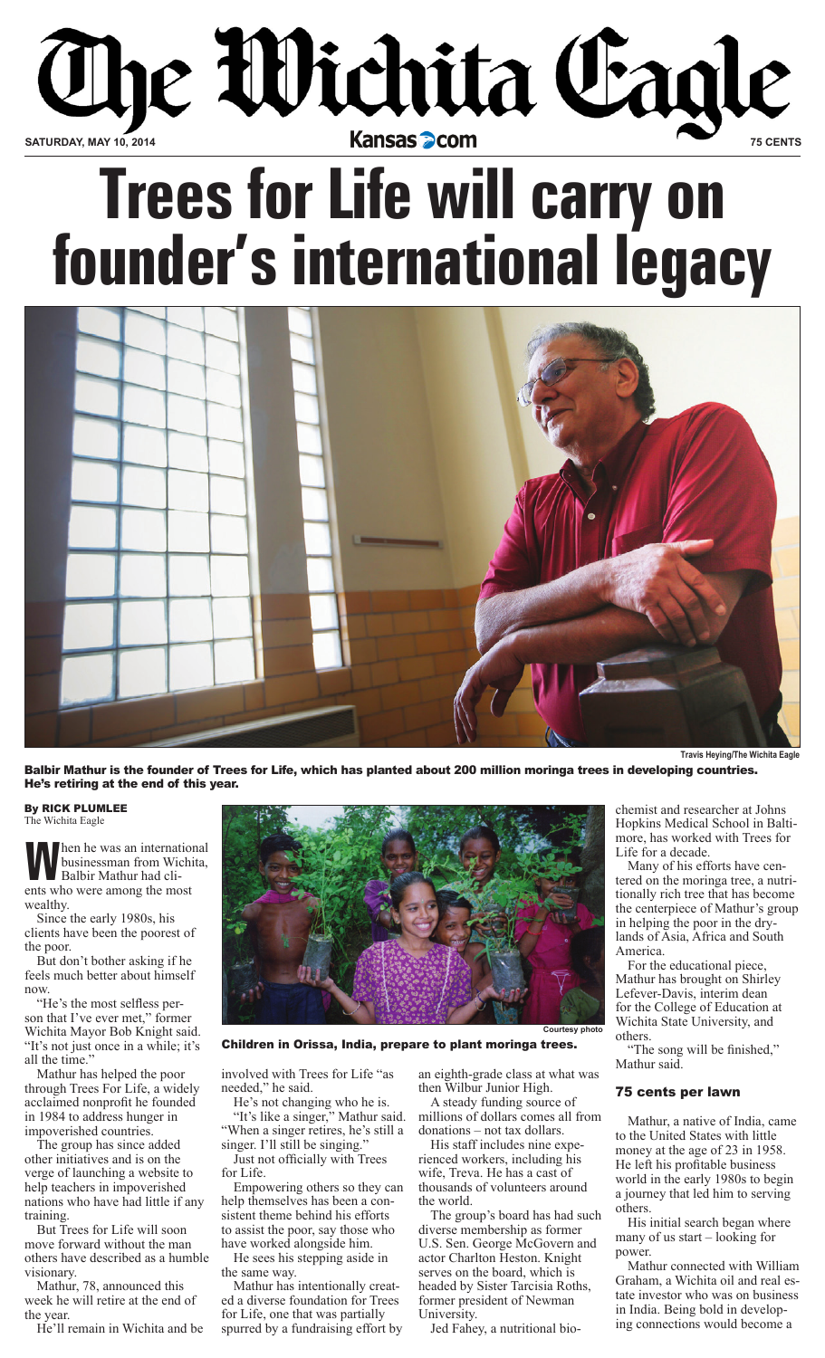# The Wichita Eagle

SATURDAY, MAY 10, 2014 — Kansas.com — 75 CENTS

# Trees for Life will carry on founder's international legacy

Travis Heying/The Wichita Eagle

**Balbir Mathur is the founder of Trees for Life, which has planted about 200 million moringa trees in developing countries. He's retiring at the end of this year.**

**By RICK PLUMLEE**
The Wichita Eagle

When he was an international businessman from Wichita, Balbir Mathur had clients who were among the most wealthy.

Since the early 1980s, his clients have been the poorest of the poor.

But don't bother asking if he feels much better about himself now.

"He's the most selfless person that I've ever met," former Wichita Mayor Bob Knight said. "It's not just once in a while; it's all the time."

Mathur has helped the poor through Trees For Life, a widely acclaimed nonprofit he founded in 1984 to address hunger in impoverished countries.

The group has since added other initiatives and is on the verge of launching a website to help teachers in impoverished nations who have had little if any training.

But Trees for Life will soon move forward without the man others have described as a humble visionary.

Mathur, 78, announced this week he will retire at the end of the year.

He'll remain in Wichita and be involved with Trees for Life "as needed," he said.

He's not changing who he is.

"It's like a singer," Mathur said. "When a singer retires, he's still a singer. I'll still be singing."

Just not officially with Trees for Life.

Empowering others so they can help themselves has been a consistent theme behind his efforts to assist the poor, say those who have worked alongside him.

He sees his stepping aside in the same way.

Mathur has intentionally created a diverse foundation for Trees for Life, one that was partially spurred by a fundraising effort by an eighth-grade class at what was then Wilbur Junior High.

A steady funding source of millions of dollars comes all from donations – not tax dollars.

His staff includes nine experienced workers, including his wife, Treva. He has a cast of thousands of volunteers around the world.

The group's board has had such diverse membership as former U.S. Sen. George McGovern and actor Charlton Heston. Knight serves on the board, which is headed by Sister Tarcisia Roths, former president of Newman University.

Jed Fahey, a nutritional biochemist and researcher at Johns Hopkins Medical School in Baltimore, has worked with Trees for Life for a decade.

Many of his efforts have centered on the moringa tree, a nutritionally rich tree that has become the centerpiece of Mathur's group in helping the poor in the drylands of Asia, Africa and South America.

For the educational piece, Mathur has brought on Shirley Lefever-Davis, interim dean for the College of Education at Wichita State University, and others.

"The song will be finished," Mathur said.

Courtesy photo

**Children in Orissa, India, prepare to plant moringa trees.**

## 75 cents per lawn

Mathur, a native of India, came to the United States with little money at the age of 23 in 1958. He left his profitable business world in the early 1980s to begin a journey that led him to serving others.

His initial search began where many of us start – looking for power.

Mathur connected with William Graham, a Wichita oil and real estate investor who was on business in India. Being bold in developing connections would become a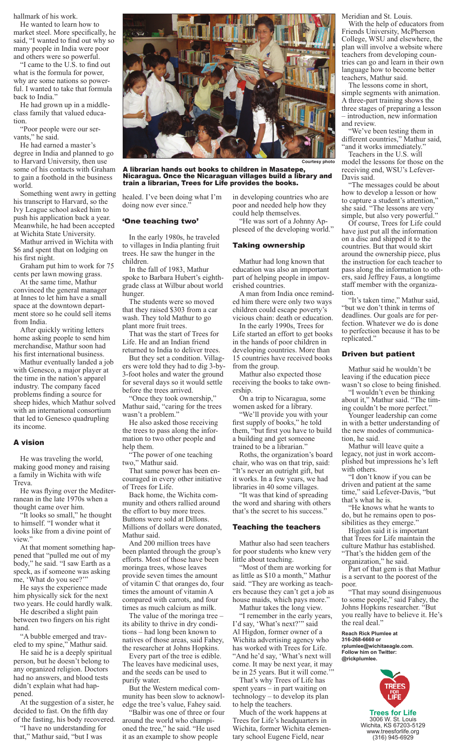hallmark of his work.

He wanted to learn how to market steel. More specifically, he said, "I wanted to find out why so many people in India were poor and others were so powerful.

"I came to the U.S. to find out what is the formula for power, why are some nations so powerful. I wanted to take that formula back to India."

He had grown up in a middle-class family that valued education.

"Poor people were our servants," he said.

He had earned a master's degree in India and planned to go to Harvard University, then use some of his contacts with Graham to gain a foothold in the business world.

Something went awry in getting his transcript to Harvard, so the Ivy League school asked him to push his application back a year. Meanwhile, he had been accepted at Wichita State University.

Mathur arrived in Wichita with $6 and spent that on lodging on his first night.

Graham put him to work for 75 cents per lawn mowing grass.

At the same time, Mathur convinced the general manager at Innes to let him have a small space at the downtown department store so he could sell items from India.

After quickly writing letters home asking people to send him merchandise, Mathur soon had his first international business.

Mathur eventually landed a job with Genesco, a major player at the time in the nation's apparel industry. The company faced problems finding a source for sheep hides, which Mathur solved with an international consortium that led to Genesco quadrupling its income.

## A vision

He was traveling the world, making good money and raising a family in Wichita with wife Treva.

He was flying over the Mediterranean in the late 1970s when a thought came over him.

"It looks so small," he thought to himself. "I wonder what it looks like from a divine point of view."

At that moment something happened that "pulled me out of my body," he said. "I saw Earth as a speck, as if someone was asking me, 'What do you see?'"

He says the experience made him physically sick for the next two years. He could hardly walk.

He described a slight pain between two fingers on his right hand.

"A bubble emerged and traveled to my spine," Mathur said.

He said he is a deeply spiritual person, but he doesn't belong to any organized religion. Doctors had no answers, and blood tests didn't explain what had happened.

At the suggestion of a sister, he decided to fast. On the fifth day of the fasting, his body recovered.

"I have no understanding for that," Mathur said, "but I was healed. I've been doing what I'm doing now ever since."

Courtesy photo

**A librarian hands out books to children in Masatepe, Nicaragua. Once the Nicaraguan villages build a library and train a librarian, Trees for Life provides the books.**

## 'One teaching two'

In the early 1980s, he traveled to villages in India planting fruit trees. He saw the hunger in the children.

In the fall of 1983, Mathur spoke to Barbara Hubert's eighth-grade class at Wilbur about world hunger.

The students were so moved that they raised $303 from a car wash. They told Mathur to go plant more fruit trees.

That was the start of Trees for Life. He and an Indian friend returned to India to deliver trees.

But they set a condition. Villagers were told they had to dig 3-by-3-foot holes and water the ground for several days so it would settle before the trees arrived.

"Once they took ownership," Mathur said, "caring for the trees wasn't a problem."

He also asked those receiving the trees to pass along the information to two other people and help them.

"The power of one teaching two," Mathur said.

That same power has been encouraged in every other initiative of Trees for Life.

Back home, the Wichita community and others rallied around the effort to buy more trees. Buttons were sold at Dillons. Millions of dollars were donated, Mathur said.

And 200 million trees have been planted through the group's efforts. Most of those have been moringa trees, whose leaves provide seven times the amount of vitamin C that oranges do, four times the amount of vitamin A compared with carrots, and four times as much calcium as milk.

The value of the moringa tree – its ability to thrive in dry conditions – had long been known to natives of those areas, said Fahey, the researcher at Johns Hopkins.

Every part of the tree is edible. The leaves have medicinal uses, and the seeds can be used to purify water.

But the Western medical community has been slow to acknowledge the tree's value, Fahey said.

"Balbir was one of three or four around the world who championed the tree," he said. "He used it as an example to show people in developing countries who are poor and needed help how they could help themselves.

"He was sort of a Johnny Appleseed of the developing world."

## Taking ownership

Mathur had long known that education was also an important part of helping people in impoverished countries.

A man from India once reminded him there were only two ways children could escape poverty's vicious chain: death or education.

In the early 1990s, Trees for Life started an effort to get books in the hands of poor children in developing countries. More than 15 countries have received books from the group.

Mathur also expected those receiving the books to take ownership.

On a trip to Nicaragua, some women asked for a library.

"We'll provide you with your first supply of books," he told them, "but first you have to build a building and get someone trained to be a librarian."

Roths, the organization's board chair, who was on that trip, said: "It's never an outright gift, but it works. In a few years, we had libraries in 40 some villages.

"It was that kind of spreading the word and sharing with others that's the secret to his success."

## Teaching the teachers

Mathur also had seen teachers for poor students who knew very little about teaching.

"Most of them are working for as little as $10 a month," Mathur said. "They are working as teachers because they can't get a job as house maids, which pays more."

Mathur takes the long view.

"I remember in the early years, I'd say, 'What's next?'" said Al Higdon, former owner of a Wichita advertising agency who has worked with Trees for Life. "And he'd say, 'What's next will come. It may be next year, it may be in 25 years. But it will come.'"

That's why Trees of Life has spent years – in part waiting on technology – to develop its plan to help the teachers.

Much of the work happens at Trees for Life's headquarters in Wichita, former Wichita elementary school Eugene Field, near Meridian and St. Louis.

With the help of educators from Friends University, McPherson College, WSU and elsewhere, the plan will involve a website where teachers from developing countries can go and learn in their own language how to become better teachers, Mathur said.

The lessons come in short, simple segments with animation. A three-part training shows the three stages of preparing a lesson – introduction, new information and review.

"We've been testing them in different countries," Mathur said, "and it works immediately."

Teachers in the U.S. will model the lessons for those on the receiving end, WSU's Lefever-Davis said.

"The messages could be about how to develop a lesson or how to capture a student's attention," she said. "The lessons are very simple, but also very powerful."

Of course, Trees for Life could have just put all the information on a disc and shipped it to the countries. But that would skirt around the ownership piece, plus the instruction for each teacher to pass along the information to others, said Jeffrey Faus, a longtime staff member with the organization.

"It's taken time," Mathur said, "but we don't think in terms of deadlines. Our goals are for perfection. Whatever we do is done to perfection because it has to be replicated."

## Driven but patient

Mathur said he wouldn't be leaving if the education piece wasn't so close to being finished.

"I wouldn't even be thinking about it," Mathur said. "The timing couldn't be more perfect."

Younger leadership can come in with a better understanding of the new modes of communication, he said.

Mathur will leave quite a legacy, not just in work accomplished but impressions he's left with others.

"I don't know if you can be driven and patient at the same time," said Lefever-Davis, "but that's what he is.

"He knows what he wants to do, but he remains open to possibilities as they emerge."

Higdon said it is important that Trees for Life maintain the culture Mathur has established. "That's the hidden gem of the organization," he said.

Part of that gem is that Mathur is a servant to the poorest of the poor.

"That may sound disingenuous to some people," said Fahey, the Johns Hopkins researcher. "But you really have to believe it. He's the real deal."

**Reach Rick Plumlee at 316-268-6660 or rplumlee@wichitaeagle.com. Follow him on Twitter: @rickplumlee.**

TREES FOR LIFE

**Trees for Life**
3006 W. St. Louis
Wichita, KS 67203-5129
www.treesforlife.org
(316) 945-6929